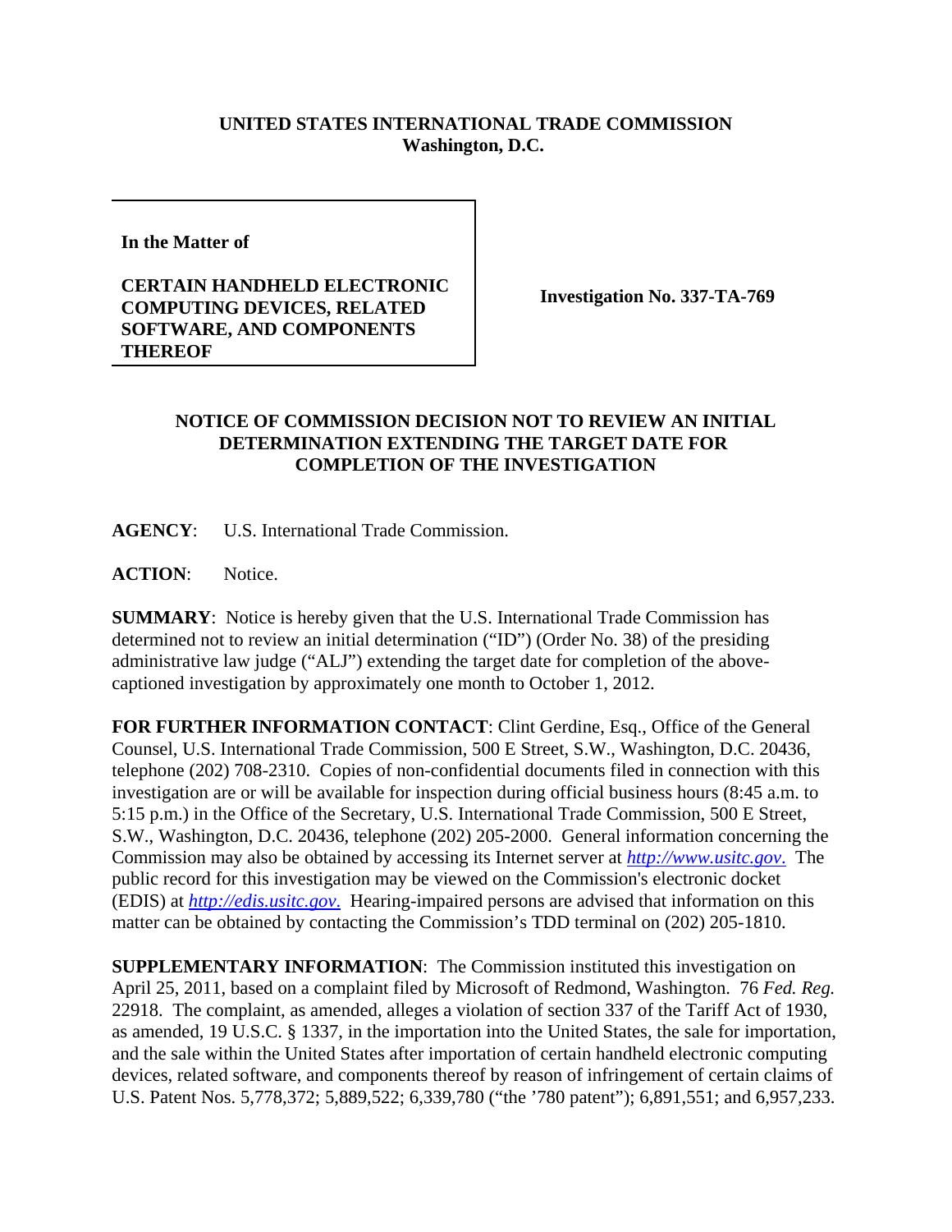**UNITED STATES INTERNATIONAL TRADE COMMISSION**
**Washington, D.C.**

| | |
|---|---|
| **In the Matter of**<br><br>**CERTAIN HANDHELD ELECTRONIC COMPUTING DEVICES, RELATED SOFTWARE, AND COMPONENTS THEREOF** | **Investigation No. 337-TA-769** |

**NOTICE OF COMMISSION DECISION NOT TO REVIEW AN INITIAL DETERMINATION EXTENDING THE TARGET DATE FOR COMPLETION OF THE INVESTIGATION**

**AGENCY**: U.S. International Trade Commission.

**ACTION**: Notice.

**SUMMARY**: Notice is hereby given that the U.S. International Trade Commission has determined not to review an initial determination ("ID") (Order No. 38) of the presiding administrative law judge ("ALJ") extending the target date for completion of the above-captioned investigation by approximately one month to October 1, 2012.

**FOR FURTHER INFORMATION CONTACT**: Clint Gerdine, Esq., Office of the General Counsel, U.S. International Trade Commission, 500 E Street, S.W., Washington, D.C. 20436, telephone (202) 708-2310. Copies of non-confidential documents filed in connection with this investigation are or will be available for inspection during official business hours (8:45 a.m. to 5:15 p.m.) in the Office of the Secretary, U.S. International Trade Commission, 500 E Street, S.W., Washington, D.C. 20436, telephone (202) 205-2000. General information concerning the Commission may also be obtained by accessing its Internet server at *http://www.usitc.gov*. The public record for this investigation may be viewed on the Commission's electronic docket (EDIS) at *http://edis.usitc.gov*. Hearing-impaired persons are advised that information on this matter can be obtained by contacting the Commission's TDD terminal on (202) 205-1810.

**SUPPLEMENTARY INFORMATION**: The Commission instituted this investigation on April 25, 2011, based on a complaint filed by Microsoft of Redmond, Washington. 76 *Fed. Reg.* 22918. The complaint, as amended, alleges a violation of section 337 of the Tariff Act of 1930, as amended, 19 U.S.C. § 1337, in the importation into the United States, the sale for importation, and the sale within the United States after importation of certain handheld electronic computing devices, related software, and components thereof by reason of infringement of certain claims of U.S. Patent Nos. 5,778,372; 5,889,522; 6,339,780 ("the '780 patent"); 6,891,551; and 6,957,233.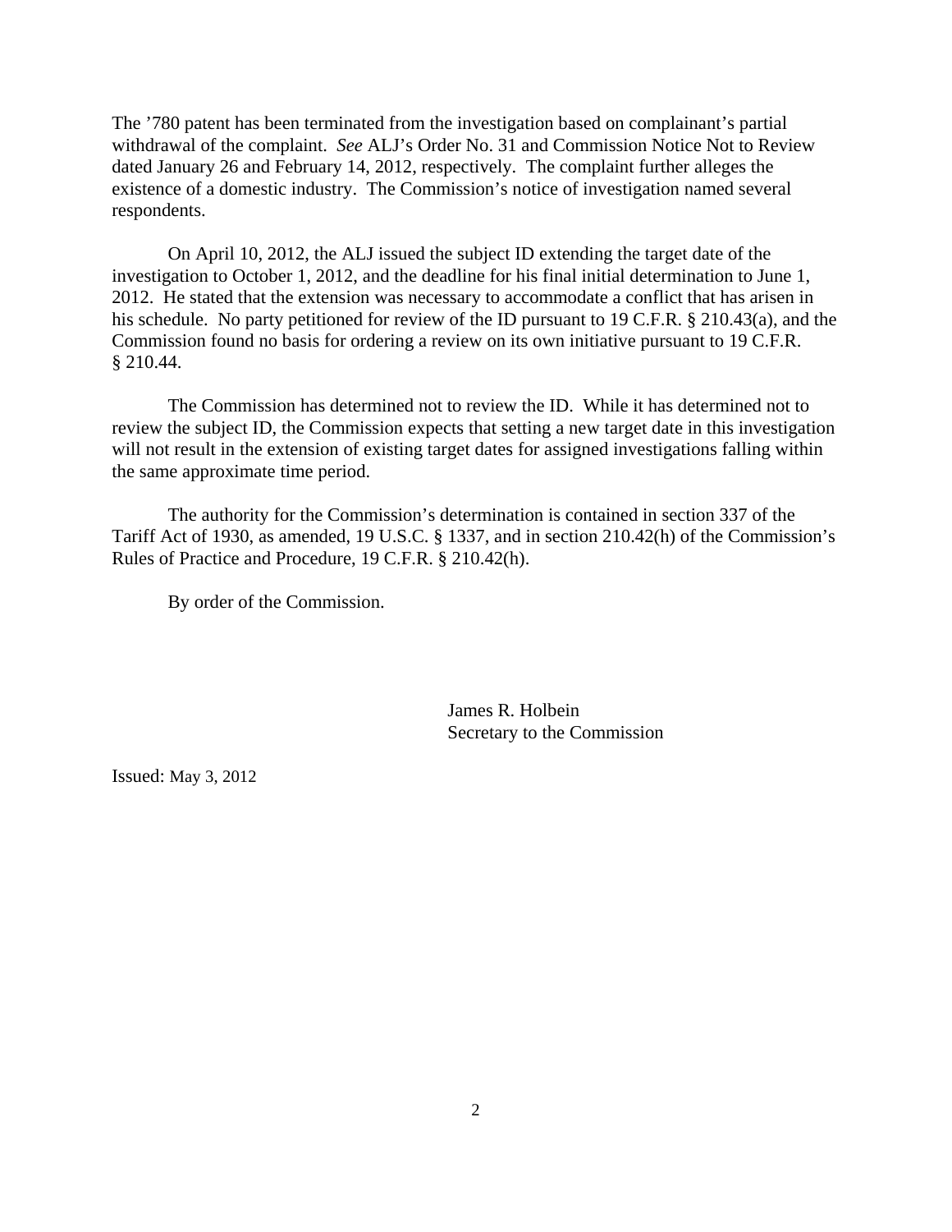The ’780 patent has been terminated from the investigation based on complainant’s partial withdrawal of the complaint. *See* ALJ’s Order No. 31 and Commission Notice Not to Review dated January 26 and February 14, 2012, respectively. The complaint further alleges the existence of a domestic industry. The Commission’s notice of investigation named several respondents.

On April 10, 2012, the ALJ issued the subject ID extending the target date of the investigation to October 1, 2012, and the deadline for his final initial determination to June 1, 2012. He stated that the extension was necessary to accommodate a conflict that has arisen in his schedule. No party petitioned for review of the ID pursuant to 19 C.F.R. § 210.43(a), and the Commission found no basis for ordering a review on its own initiative pursuant to 19 C.F.R. § 210.44.

The Commission has determined not to review the ID. While it has determined not to review the subject ID, the Commission expects that setting a new target date in this investigation will not result in the extension of existing target dates for assigned investigations falling within the same approximate time period.

The authority for the Commission’s determination is contained in section 337 of the Tariff Act of 1930, as amended, 19 U.S.C. § 1337, and in section 210.42(h) of the Commission’s Rules of Practice and Procedure, 19 C.F.R. § 210.42(h).

By order of the Commission.

James R. Holbein
Secretary to the Commission

Issued: May 3, 2012